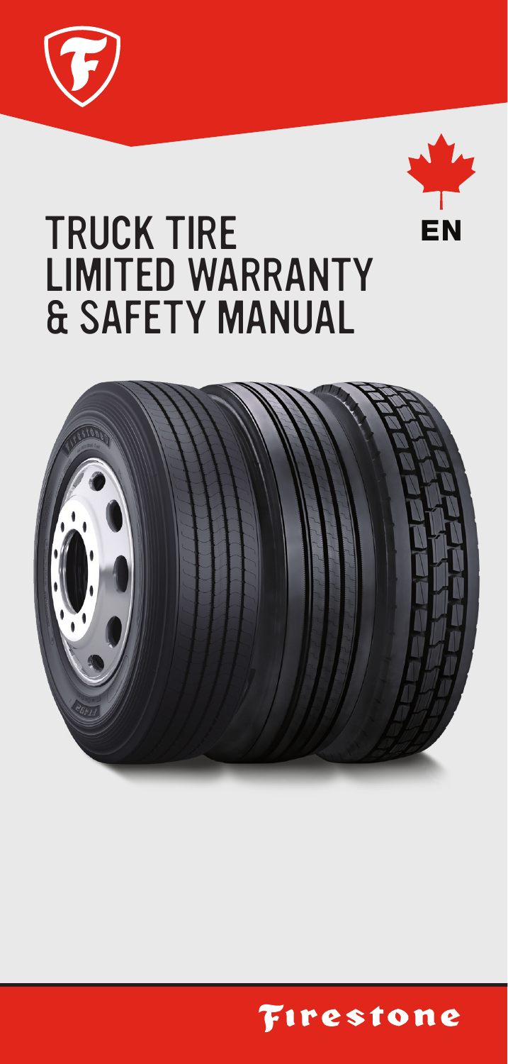EN

# TRUCK TIRE LIMITED WARRANTY & SAFETY MANUAL

Firestone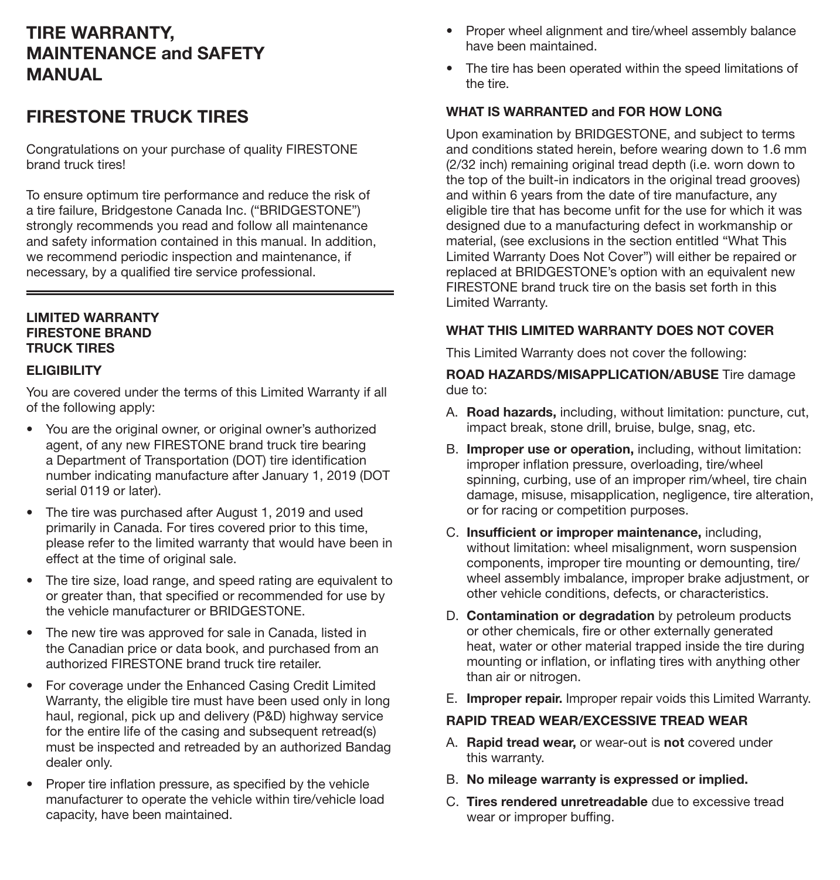# TIRE WARRANTY, MAINTENANCE and SAFETY MANUAL

# FIRESTONE TRUCK TIRES

Congratulations on your purchase of quality FIRESTONE brand truck tires!

To ensure optimum tire performance and reduce the risk of a tire failure, Bridgestone Canada Inc. ("BRIDGESTONE") strongly recommends you read and follow all maintenance and safety information contained in this manual. In addition, we recommend periodic inspection and maintenance, if necessary, by a qualified tire service professional.

---

## LIMITED WARRANTY FIRESTONE BRAND TRUCK TIRES

### ELIGIBILITY

You are covered under the terms of this Limited Warranty if all of the following apply:

- You are the original owner, or original owner's authorized agent, of any new FIRESTONE brand truck tire bearing a Department of Transportation (DOT) tire identification number indicating manufacture after January 1, 2019 (DOT serial 0119 or later).
- The tire was purchased after August 1, 2019 and used primarily in Canada. For tires covered prior to this time, please refer to the limited warranty that would have been in effect at the time of original sale.
- The tire size, load range, and speed rating are equivalent to or greater than, that specified or recommended for use by the vehicle manufacturer or BRIDGESTONE.
- The new tire was approved for sale in Canada, listed in the Canadian price or data book, and purchased from an authorized FIRESTONE brand truck tire retailer.
- For coverage under the Enhanced Casing Credit Limited Warranty, the eligible tire must have been used only in long haul, regional, pick up and delivery (P&D) highway service for the entire life of the casing and subsequent retread(s) must be inspected and retreaded by an authorized Bandag dealer only.
- Proper tire inflation pressure, as specified by the vehicle manufacturer to operate the vehicle within tire/vehicle load capacity, have been maintained.
- Proper wheel alignment and tire/wheel assembly balance have been maintained.
- The tire has been operated within the speed limitations of the tire.

### WHAT IS WARRANTED and FOR HOW LONG

Upon examination by BRIDGESTONE, and subject to terms and conditions stated herein, before wearing down to 1.6 mm (2/32 inch) remaining original tread depth (i.e. worn down to the top of the built-in indicators in the original tread grooves) and within 6 years from the date of tire manufacture, any eligible tire that has become unfit for the use for which it was designed due to a manufacturing defect in workmanship or material, (see exclusions in the section entitled "What This Limited Warranty Does Not Cover") will either be repaired or replaced at BRIDGESTONE's option with an equivalent new FIRESTONE brand truck tire on the basis set forth in this Limited Warranty.

### WHAT THIS LIMITED WARRANTY DOES NOT COVER

This Limited Warranty does not cover the following:

**ROAD HAZARDS/MISAPPLICATION/ABUSE** Tire damage due to:

A. **Road hazards,** including, without limitation: puncture, cut, impact break, stone drill, bruise, bulge, snag, etc.

B. **Improper use or operation,** including, without limitation: improper inflation pressure, overloading, tire/wheel spinning, curbing, use of an improper rim/wheel, tire chain damage, misuse, misapplication, negligence, tire alteration, or for racing or competition purposes.

C. **Insufficient or improper maintenance,** including, without limitation: wheel misalignment, worn suspension components, improper tire mounting or demounting, tire/wheel assembly imbalance, improper brake adjustment, or other vehicle conditions, defects, or characteristics.

D. **Contamination or degradation** by petroleum products or other chemicals, fire or other externally generated heat, water or other material trapped inside the tire during mounting or inflation, or inflating tires with anything other than air or nitrogen.

E. **Improper repair.** Improper repair voids this Limited Warranty.

**RAPID TREAD WEAR/EXCESSIVE TREAD WEAR**

A. **Rapid tread wear,** or wear-out is **not** covered under this warranty.

B. **No mileage warranty is expressed or implied.**

C. **Tires rendered unretreadable** due to excessive tread wear or improper buffing.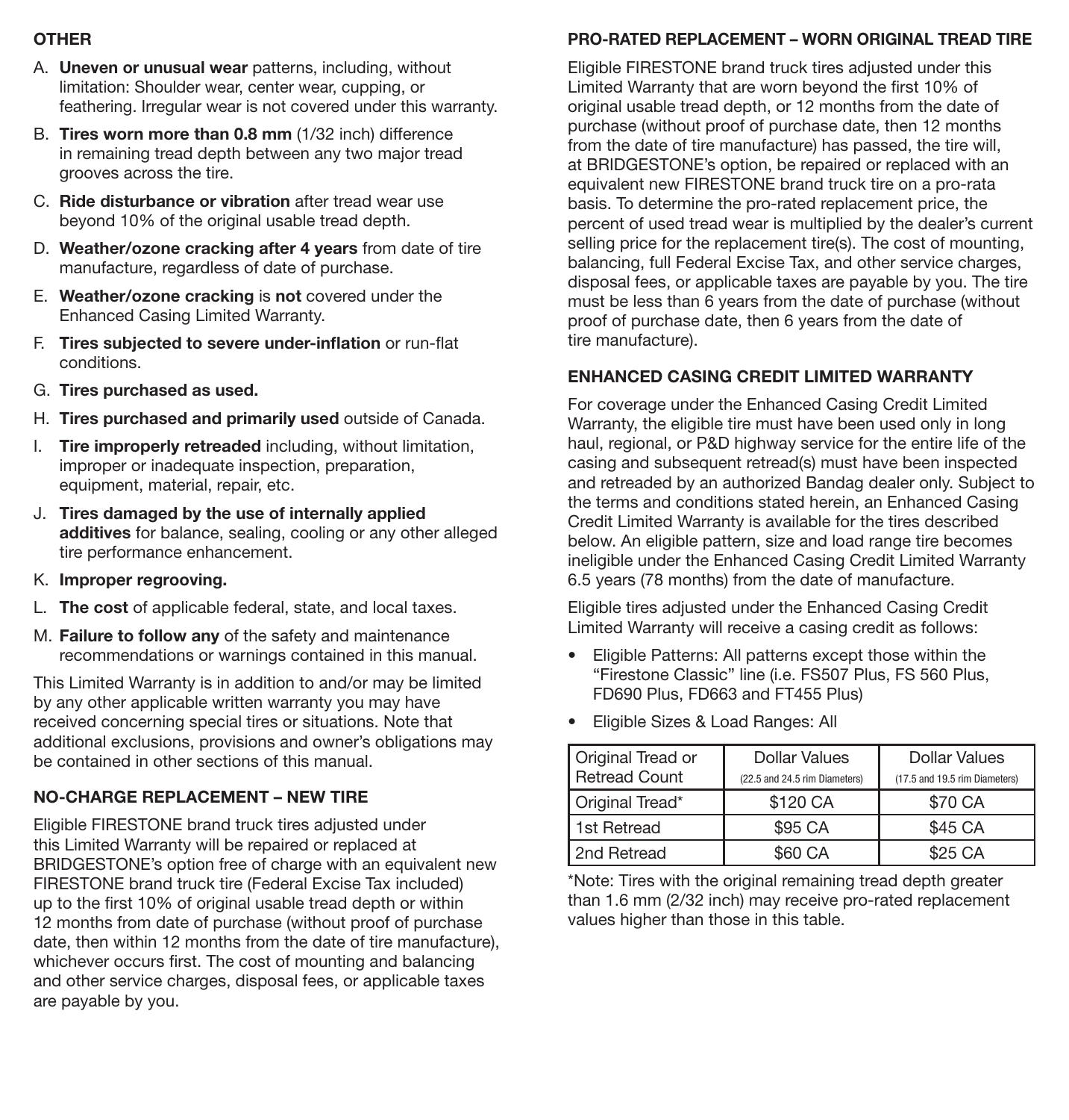## OTHER

A. **Uneven or unusual wear** patterns, including, without limitation: Shoulder wear, center wear, cupping, or feathering. Irregular wear is not covered under this warranty.

B. **Tires worn more than 0.8 mm** (1/32 inch) difference in remaining tread depth between any two major tread grooves across the tire.

C. **Ride disturbance or vibration** after tread wear use beyond 10% of the original usable tread depth.

D. **Weather/ozone cracking after 4 years** from date of tire manufacture, regardless of date of purchase.

E. **Weather/ozone cracking** is **not** covered under the Enhanced Casing Limited Warranty.

F. **Tires subjected to severe under-inflation** or run-flat conditions.

G. **Tires purchased as used.**

H. **Tires purchased and primarily used** outside of Canada.

I. **Tire improperly retreaded** including, without limitation, improper or inadequate inspection, preparation, equipment, material, repair, etc.

J. **Tires damaged by the use of internally applied additives** for balance, sealing, cooling or any other alleged tire performance enhancement.

K. **Improper regrooving.**

L. **The cost** of applicable federal, state, and local taxes.

M. **Failure to follow any** of the safety and maintenance recommendations or warnings contained in this manual.

This Limited Warranty is in addition to and/or may be limited by any other applicable written warranty you may have received concerning special tires or situations. Note that additional exclusions, provisions and owner's obligations may be contained in other sections of this manual.

## NO-CHARGE REPLACEMENT – NEW TIRE

Eligible FIRESTONE brand truck tires adjusted under this Limited Warranty will be repaired or replaced at BRIDGESTONE's option free of charge with an equivalent new FIRESTONE brand truck tire (Federal Excise Tax included) up to the first 10% of original usable tread depth or within 12 months from date of purchase (without proof of purchase date, then within 12 months from the date of tire manufacture), whichever occurs first. The cost of mounting and balancing and other service charges, disposal fees, or applicable taxes are payable by you.

## PRO-RATED REPLACEMENT – WORN ORIGINAL TREAD TIRE

Eligible FIRESTONE brand truck tires adjusted under this Limited Warranty that are worn beyond the first 10% of original usable tread depth, or 12 months from the date of purchase (without proof of purchase date, then 12 months from the date of tire manufacture) has passed, the tire will, at BRIDGESTONE's option, be repaired or replaced with an equivalent new FIRESTONE brand truck tire on a pro-rata basis. To determine the pro-rated replacement price, the percent of used tread wear is multiplied by the dealer's current selling price for the replacement tire(s). The cost of mounting, balancing, full Federal Excise Tax, and other service charges, disposal fees, or applicable taxes are payable by you. The tire must be less than 6 years from the date of purchase (without proof of purchase date, then 6 years from the date of tire manufacture).

## ENHANCED CASING CREDIT LIMITED WARRANTY

For coverage under the Enhanced Casing Credit Limited Warranty, the eligible tire must have been used only in long haul, regional, or P&D highway service for the entire life of the casing and subsequent retread(s) must have been inspected and retreaded by an authorized Bandag dealer only. Subject to the terms and conditions stated herein, an Enhanced Casing Credit Limited Warranty is available for the tires described below. An eligible pattern, size and load range tire becomes ineligible under the Enhanced Casing Credit Limited Warranty 6.5 years (78 months) from the date of manufacture.

Eligible tires adjusted under the Enhanced Casing Credit Limited Warranty will receive a casing credit as follows:

- Eligible Patterns: All patterns except those within the "Firestone Classic" line (i.e. FS507 Plus, FS 560 Plus, FD690 Plus, FD663 and FT455 Plus)
- Eligible Sizes & Load Ranges: All

| Original Tread or Retread Count | Dollar Values (22.5 and 24.5 rim Diameters) | Dollar Values (17.5 and 19.5 rim Diameters) |
|---|---|---|
| Original Tread* | $120 CA | $70 CA |
| 1st Retread | $95 CA | $45 CA |
| 2nd Retread | $60 CA | $25 CA |

*Note: Tires with the original remaining tread depth greater than 1.6 mm (2/32 inch) may receive pro-rated replacement values higher than those in this table.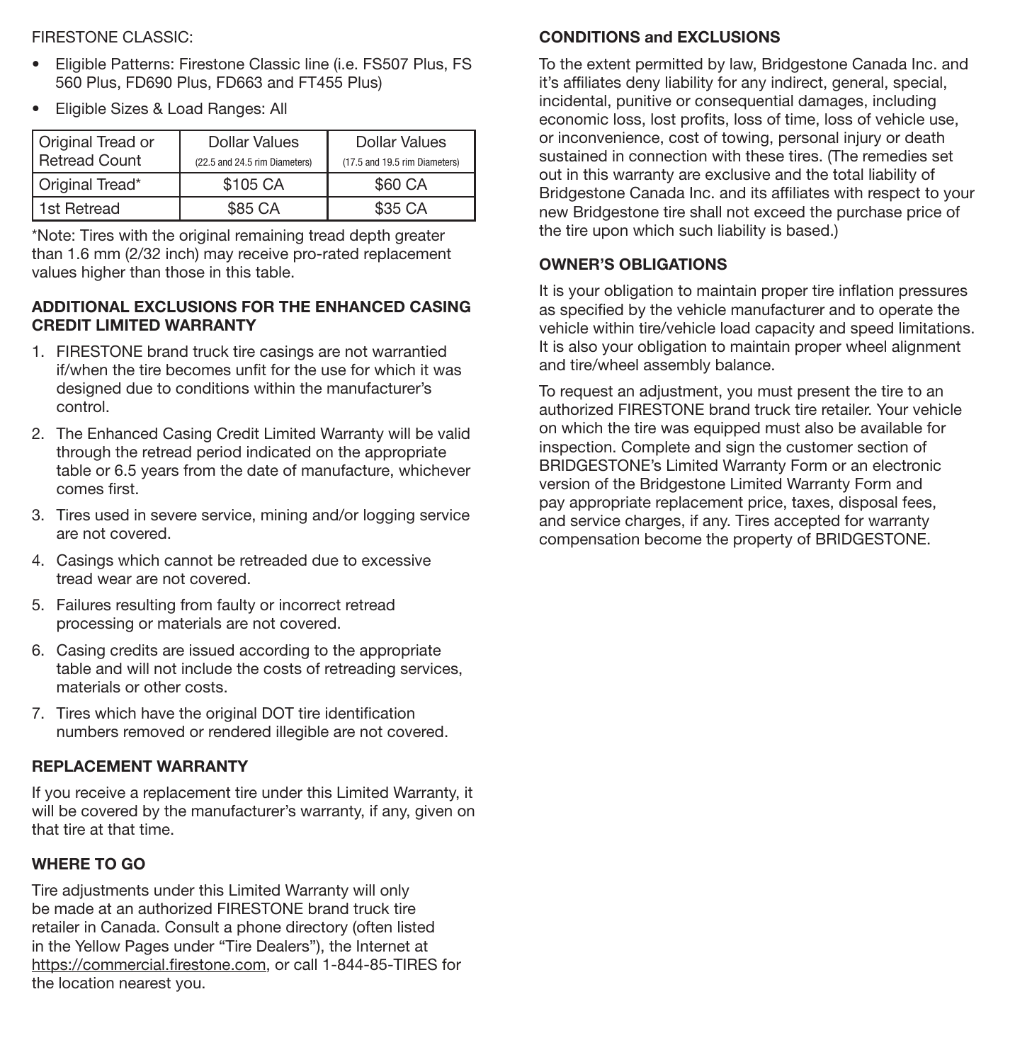FIRESTONE CLASSIC:

- Eligible Patterns: Firestone Classic line (i.e. FS507 Plus, FS 560 Plus, FD690 Plus, FD663 and FT455 Plus)
- Eligible Sizes & Load Ranges: All

| Original Tread or Retread Count | Dollar Values (22.5 and 24.5 rim Diameters) | Dollar Values (17.5 and 19.5 rim Diameters) |
|---|---|---|
| Original Tread* | $105 CA | $60 CA |
| 1st Retread | $85 CA | $35 CA |

*Note: Tires with the original remaining tread depth greater than 1.6 mm (2/32 inch) may receive pro-rated replacement values higher than those in this table.

### ADDITIONAL EXCLUSIONS FOR THE ENHANCED CASING CREDIT LIMITED WARRANTY

1. FIRESTONE brand truck tire casings are not warrantied if/when the tire becomes unfit for the use for which it was designed due to conditions within the manufacturer's control.
2. The Enhanced Casing Credit Limited Warranty will be valid through the retread period indicated on the appropriate table or 6.5 years from the date of manufacture, whichever comes first.
3. Tires used in severe service, mining and/or logging service are not covered.
4. Casings which cannot be retreaded due to excessive tread wear are not covered.
5. Failures resulting from faulty or incorrect retread processing or materials are not covered.
6. Casing credits are issued according to the appropriate table and will not include the costs of retreading services, materials or other costs.
7. Tires which have the original DOT tire identification numbers removed or rendered illegible are not covered.

### REPLACEMENT WARRANTY

If you receive a replacement tire under this Limited Warranty, it will be covered by the manufacturer's warranty, if any, given on that tire at that time.

### WHERE TO GO

Tire adjustments under this Limited Warranty will only be made at an authorized FIRESTONE brand truck tire retailer in Canada. Consult a phone directory (often listed in the Yellow Pages under "Tire Dealers"), the Internet at https://commercial.firestone.com, or call 1-844-85-TIRES for the location nearest you.

### CONDITIONS and EXCLUSIONS

To the extent permitted by law, Bridgestone Canada Inc. and it's affiliates deny liability for any indirect, general, special, incidental, punitive or consequential damages, including economic loss, lost profits, loss of time, loss of vehicle use, or inconvenience, cost of towing, personal injury or death sustained in connection with these tires. (The remedies set out in this warranty are exclusive and the total liability of Bridgestone Canada Inc. and its affiliates with respect to your new Bridgestone tire shall not exceed the purchase price of the tire upon which such liability is based.)

### OWNER'S OBLIGATIONS

It is your obligation to maintain proper tire inflation pressures as specified by the vehicle manufacturer and to operate the vehicle within tire/vehicle load capacity and speed limitations. It is also your obligation to maintain proper wheel alignment and tire/wheel assembly balance.

To request an adjustment, you must present the tire to an authorized FIRESTONE brand truck tire retailer. Your vehicle on which the tire was equipped must also be available for inspection. Complete and sign the customer section of BRIDGESTONE's Limited Warranty Form or an electronic version of the Bridgestone Limited Warranty Form and pay appropriate replacement price, taxes, disposal fees, and service charges, if any. Tires accepted for warranty compensation become the property of BRIDGESTONE.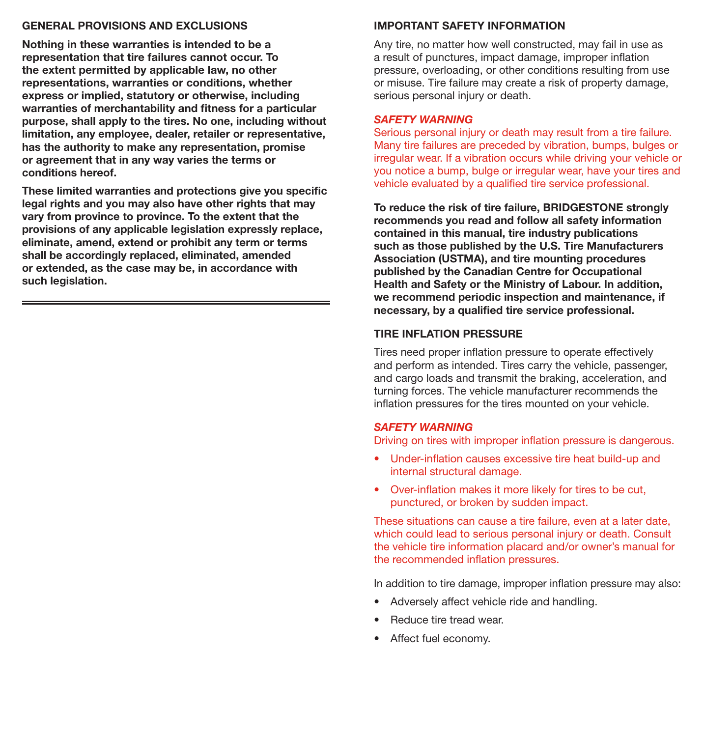## GENERAL PROVISIONS AND EXCLUSIONS

**Nothing in these warranties is intended to be a representation that tire failures cannot occur. To the extent permitted by applicable law, no other representations, warranties or conditions, whether express or implied, statutory or otherwise, including warranties of merchantability and fitness for a particular purpose, shall apply to the tires. No one, including without limitation, any employee, dealer, retailer or representative, has the authority to make any representation, promise or agreement that in any way varies the terms or conditions hereof.**

**These limited warranties and protections give you specific legal rights and you may also have other rights that may vary from province to province. To the extent that the provisions of any applicable legislation expressly replace, eliminate, amend, extend or prohibit any term or terms shall be accordingly replaced, eliminated, amended or extended, as the case may be, in accordance with such legislation.**

## IMPORTANT SAFETY INFORMATION

Any tire, no matter how well constructed, may fail in use as a result of punctures, impact damage, improper inflation pressure, overloading, or other conditions resulting from use or misuse. Tire failure may create a risk of property damage, serious personal injury or death.

***SAFETY WARNING***

Serious personal injury or death may result from a tire failure. Many tire failures are preceded by vibration, bumps, bulges or irregular wear. If a vibration occurs while driving your vehicle or you notice a bump, bulge or irregular wear, have your tires and vehicle evaluated by a qualified tire service professional.

**To reduce the risk of tire failure, BRIDGESTONE strongly recommends you read and follow all safety information contained in this manual, tire industry publications such as those published by the U.S. Tire Manufacturers Association (USTMA), and tire mounting procedures published by the Canadian Centre for Occupational Health and Safety or the Ministry of Labour. In addition, we recommend periodic inspection and maintenance, if necessary, by a qualified tire service professional.**

## TIRE INFLATION PRESSURE

Tires need proper inflation pressure to operate effectively and perform as intended. Tires carry the vehicle, passenger, and cargo loads and transmit the braking, acceleration, and turning forces. The vehicle manufacturer recommends the inflation pressures for the tires mounted on your vehicle.

***SAFETY WARNING***

Driving on tires with improper inflation pressure is dangerous.

- Under-inflation causes excessive tire heat build-up and internal structural damage.
- Over-inflation makes it more likely for tires to be cut, punctured, or broken by sudden impact.

These situations can cause a tire failure, even at a later date, which could lead to serious personal injury or death. Consult the vehicle tire information placard and/or owner's manual for the recommended inflation pressures.

In addition to tire damage, improper inflation pressure may also:

- Adversely affect vehicle ride and handling.
- Reduce tire tread wear.
- Affect fuel economy.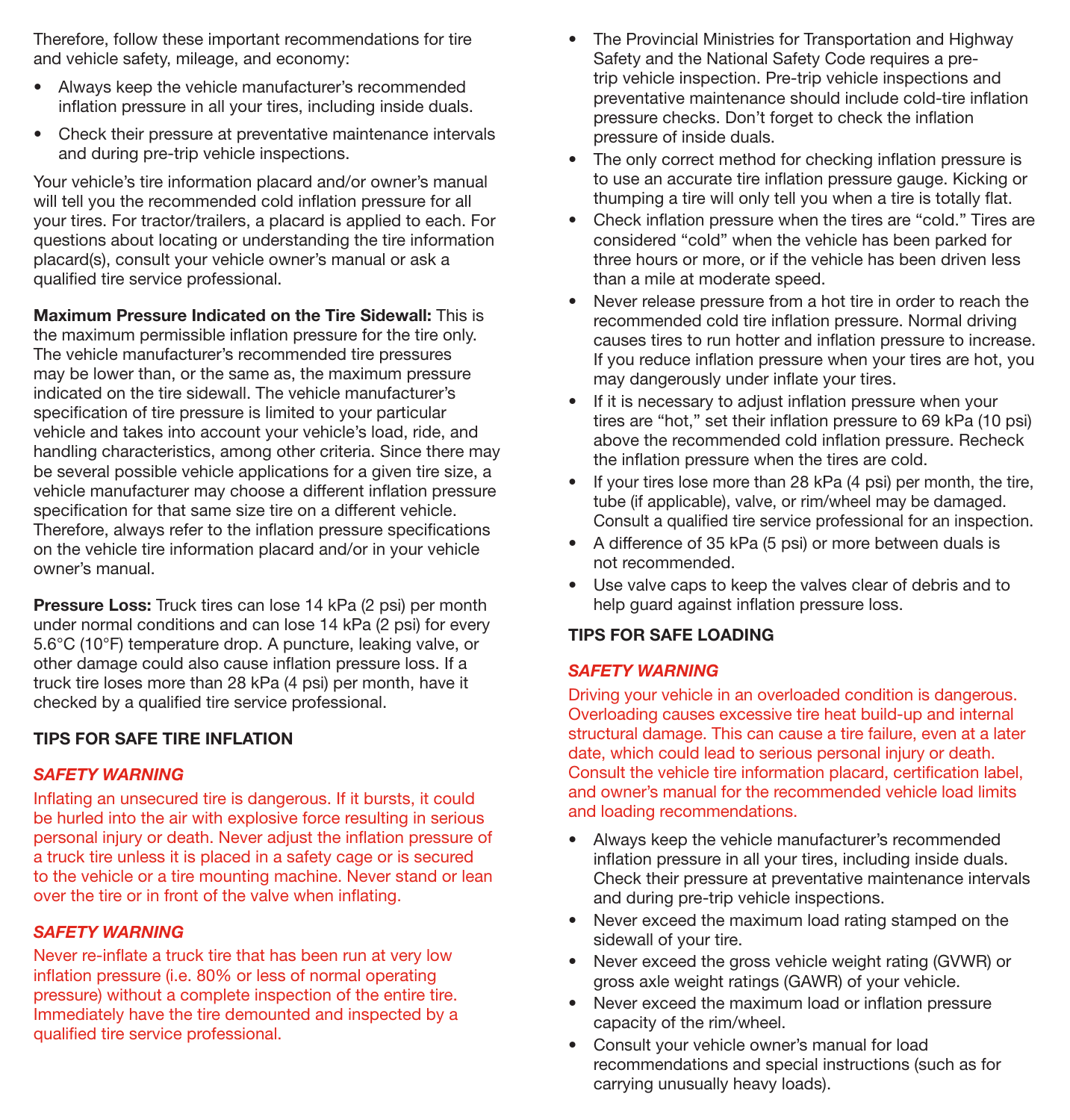Therefore, follow these important recommendations for tire and vehicle safety, mileage, and economy:

- Always keep the vehicle manufacturer's recommended inflation pressure in all your tires, including inside duals.
- Check their pressure at preventative maintenance intervals and during pre-trip vehicle inspections.

Your vehicle's tire information placard and/or owner's manual will tell you the recommended cold inflation pressure for all your tires. For tractor/trailers, a placard is applied to each. For questions about locating or understanding the tire information placard(s), consult your vehicle owner's manual or ask a qualified tire service professional.

**Maximum Pressure Indicated on the Tire Sidewall:** This is the maximum permissible inflation pressure for the tire only. The vehicle manufacturer's recommended tire pressures may be lower than, or the same as, the maximum pressure indicated on the tire sidewall. The vehicle manufacturer's specification of tire pressure is limited to your particular vehicle and takes into account your vehicle's load, ride, and handling characteristics, among other criteria. Since there may be several possible vehicle applications for a given tire size, a vehicle manufacturer may choose a different inflation pressure specification for that same size tire on a different vehicle. Therefore, always refer to the inflation pressure specifications on the vehicle tire information placard and/or in your vehicle owner's manual.

**Pressure Loss:** Truck tires can lose 14 kPa (2 psi) per month under normal conditions and can lose 14 kPa (2 psi) for every 5.6°C (10°F) temperature drop. A puncture, leaking valve, or other damage could also cause inflation pressure loss. If a truck tire loses more than 28 kPa (4 psi) per month, have it checked by a qualified tire service professional.

## TIPS FOR SAFE TIRE INFLATION

***SAFETY WARNING***

Inflating an unsecured tire is dangerous. If it bursts, it could be hurled into the air with explosive force resulting in serious personal injury or death. Never adjust the inflation pressure of a truck tire unless it is placed in a safety cage or is secured to the vehicle or a tire mounting machine. Never stand or lean over the tire or in front of the valve when inflating.

***SAFETY WARNING***

Never re-inflate a truck tire that has been run at very low inflation pressure (i.e. 80% or less of normal operating pressure) without a complete inspection of the entire tire. Immediately have the tire demounted and inspected by a qualified tire service professional.

- The Provincial Ministries for Transportation and Highway Safety and the National Safety Code requires a pre-trip vehicle inspection. Pre-trip vehicle inspections and preventative maintenance should include cold-tire inflation pressure checks. Don't forget to check the inflation pressure of inside duals.
- The only correct method for checking inflation pressure is to use an accurate tire inflation pressure gauge. Kicking or thumping a tire will only tell you when a tire is totally flat.
- Check inflation pressure when the tires are "cold." Tires are considered "cold" when the vehicle has been parked for three hours or more, or if the vehicle has been driven less than a mile at moderate speed.
- Never release pressure from a hot tire in order to reach the recommended cold tire inflation pressure. Normal driving causes tires to run hotter and inflation pressure to increase. If you reduce inflation pressure when your tires are hot, you may dangerously under inflate your tires.
- If it is necessary to adjust inflation pressure when your tires are "hot," set their inflation pressure to 69 kPa (10 psi) above the recommended cold inflation pressure. Recheck the inflation pressure when the tires are cold.
- If your tires lose more than 28 kPa (4 psi) per month, the tire, tube (if applicable), valve, or rim/wheel may be damaged. Consult a qualified tire service professional for an inspection.
- A difference of 35 kPa (5 psi) or more between duals is not recommended.
- Use valve caps to keep the valves clear of debris and to help guard against inflation pressure loss.

## TIPS FOR SAFE LOADING

***SAFETY WARNING***

Driving your vehicle in an overloaded condition is dangerous. Overloading causes excessive tire heat build-up and internal structural damage. This can cause a tire failure, even at a later date, which could lead to serious personal injury or death. Consult the vehicle tire information placard, certification label, and owner's manual for the recommended vehicle load limits and loading recommendations.

- Always keep the vehicle manufacturer's recommended inflation pressure in all your tires, including inside duals. Check their pressure at preventative maintenance intervals and during pre-trip vehicle inspections.
- Never exceed the maximum load rating stamped on the sidewall of your tire.
- Never exceed the gross vehicle weight rating (GVWR) or gross axle weight ratings (GAWR) of your vehicle.
- Never exceed the maximum load or inflation pressure capacity of the rim/wheel.
- Consult your vehicle owner's manual for load recommendations and special instructions (such as for carrying unusually heavy loads).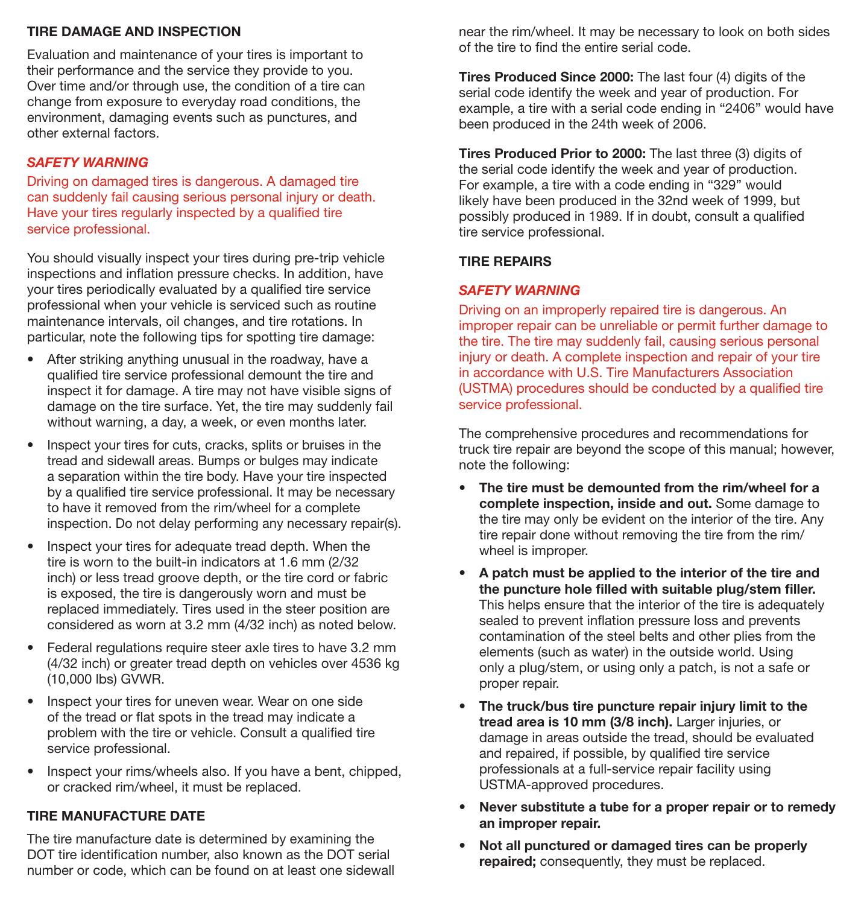## TIRE DAMAGE AND INSPECTION

Evaluation and maintenance of your tires is important to their performance and the service they provide to you. Over time and/or through use, the condition of a tire can change from exposure to everyday road conditions, the environment, damaging events such as punctures, and other external factors.

### *SAFETY WARNING*

Driving on damaged tires is dangerous. A damaged tire can suddenly fail causing serious personal injury or death. Have your tires regularly inspected by a qualified tire service professional.

You should visually inspect your tires during pre-trip vehicle inspections and inflation pressure checks. In addition, have your tires periodically evaluated by a qualified tire service professional when your vehicle is serviced such as routine maintenance intervals, oil changes, and tire rotations. In particular, note the following tips for spotting tire damage:

- After striking anything unusual in the roadway, have a qualified tire service professional demount the tire and inspect it for damage. A tire may not have visible signs of damage on the tire surface. Yet, the tire may suddenly fail without warning, a day, a week, or even months later.
- Inspect your tires for cuts, cracks, splits or bruises in the tread and sidewall areas. Bumps or bulges may indicate a separation within the tire body. Have your tire inspected by a qualified tire service professional. It may be necessary to have it removed from the rim/wheel for a complete inspection. Do not delay performing any necessary repair(s).
- Inspect your tires for adequate tread depth. When the tire is worn to the built-in indicators at 1.6 mm (2/32 inch) or less tread groove depth, or the tire cord or fabric is exposed, the tire is dangerously worn and must be replaced immediately. Tires used in the steer position are considered as worn at 3.2 mm (4/32 inch) as noted below.
- Federal regulations require steer axle tires to have 3.2 mm (4/32 inch) or greater tread depth on vehicles over 4536 kg (10,000 lbs) GVWR.
- Inspect your tires for uneven wear. Wear on one side of the tread or flat spots in the tread may indicate a problem with the tire or vehicle. Consult a qualified tire service professional.
- Inspect your rims/wheels also. If you have a bent, chipped, or cracked rim/wheel, it must be replaced.

## TIRE MANUFACTURE DATE

The tire manufacture date is determined by examining the DOT tire identification number, also known as the DOT serial number or code, which can be found on at least one sidewall near the rim/wheel. It may be necessary to look on both sides of the tire to find the entire serial code.

**Tires Produced Since 2000:** The last four (4) digits of the serial code identify the week and year of production. For example, a tire with a serial code ending in “2406” would have been produced in the 24th week of 2006.

**Tires Produced Prior to 2000:** The last three (3) digits of the serial code identify the week and year of production. For example, a tire with a code ending in “329” would likely have been produced in the 32nd week of 1999, but possibly produced in 1989. If in doubt, consult a qualified tire service professional.

## TIRE REPAIRS

### *SAFETY WARNING*

Driving on an improperly repaired tire is dangerous. An improper repair can be unreliable or permit further damage to the tire. The tire may suddenly fail, causing serious personal injury or death. A complete inspection and repair of your tire in accordance with U.S. Tire Manufacturers Association (USTMA) procedures should be conducted by a qualified tire service professional.

The comprehensive procedures and recommendations for truck tire repair are beyond the scope of this manual; however, note the following:

- **The tire must be demounted from the rim/wheel for a complete inspection, inside and out.** Some damage to the tire may only be evident on the interior of the tire. Any tire repair done without removing the tire from the rim/wheel is improper.
- **A patch must be applied to the interior of the tire and the puncture hole filled with suitable plug/stem filler.** This helps ensure that the interior of the tire is adequately sealed to prevent inflation pressure loss and prevents contamination of the steel belts and other plies from the elements (such as water) in the outside world. Using only a plug/stem, or using only a patch, is not a safe or proper repair.
- **The truck/bus tire puncture repair injury limit to the tread area is 10 mm (3/8 inch).** Larger injuries, or damage in areas outside the tread, should be evaluated and repaired, if possible, by qualified tire service professionals at a full-service repair facility using USTMA-approved procedures.
- **Never substitute a tube for a proper repair or to remedy an improper repair.**
- **Not all punctured or damaged tires can be properly repaired;** consequently, they must be replaced.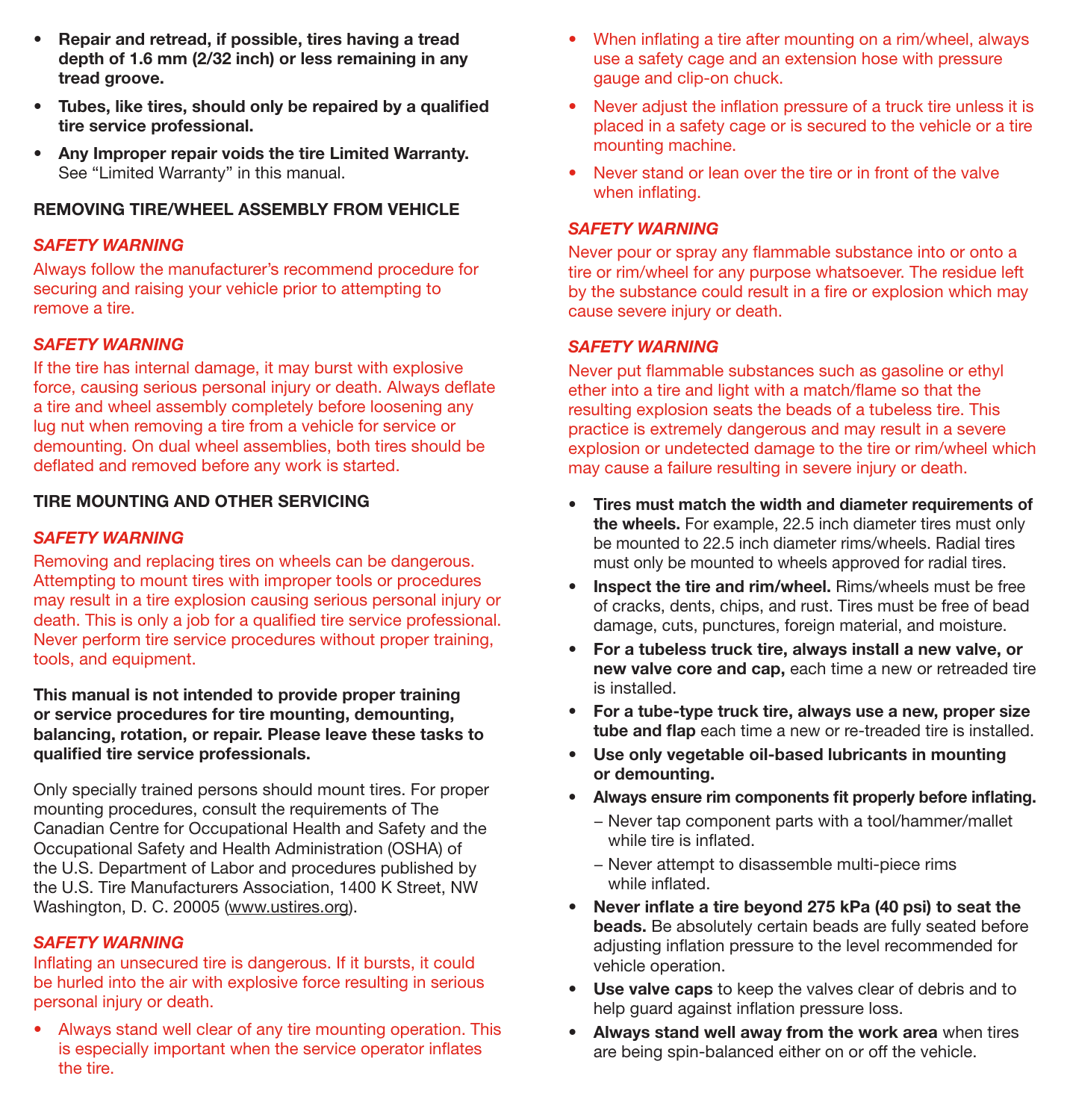- **Repair and retread, if possible, tires having a tread depth of 1.6 mm (2/32 inch) or less remaining in any tread groove.**
- **Tubes, like tires, should only be repaired by a qualified tire service professional.**
- **Any Improper repair voids the tire Limited Warranty.** See "Limited Warranty" in this manual.

## REMOVING TIRE/WHEEL ASSEMBLY FROM VEHICLE

***SAFETY WARNING***

Always follow the manufacturer's recommend procedure for securing and raising your vehicle prior to attempting to remove a tire.

***SAFETY WARNING***

If the tire has internal damage, it may burst with explosive force, causing serious personal injury or death. Always deflate a tire and wheel assembly completely before loosening any lug nut when removing a tire from a vehicle for service or demounting. On dual wheel assemblies, both tires should be deflated and removed before any work is started.

## TIRE MOUNTING AND OTHER SERVICING

***SAFETY WARNING***

Removing and replacing tires on wheels can be dangerous. Attempting to mount tires with improper tools or procedures may result in a tire explosion causing serious personal injury or death. This is only a job for a qualified tire service professional. Never perform tire service procedures without proper training, tools, and equipment.

**This manual is not intended to provide proper training or service procedures for tire mounting, demounting, balancing, rotation, or repair. Please leave these tasks to qualified tire service professionals.**

Only specially trained persons should mount tires. For proper mounting procedures, consult the requirements of The Canadian Centre for Occupational Health and Safety and the Occupational Safety and Health Administration (OSHA) of the U.S. Department of Labor and procedures published by the U.S. Tire Manufacturers Association, 1400 K Street, NW Washington, D. C. 20005 (www.ustires.org).

***SAFETY WARNING***

Inflating an unsecured tire is dangerous. If it bursts, it could be hurled into the air with explosive force resulting in serious personal injury or death.

- Always stand well clear of any tire mounting operation. This is especially important when the service operator inflates the tire.
- When inflating a tire after mounting on a rim/wheel, always use a safety cage and an extension hose with pressure gauge and clip-on chuck.
- Never adjust the inflation pressure of a truck tire unless it is placed in a safety cage or is secured to the vehicle or a tire mounting machine.
- Never stand or lean over the tire or in front of the valve when inflating.

***SAFETY WARNING***

Never pour or spray any flammable substance into or onto a tire or rim/wheel for any purpose whatsoever. The residue left by the substance could result in a fire or explosion which may cause severe injury or death.

***SAFETY WARNING***

Never put flammable substances such as gasoline or ethyl ether into a tire and light with a match/flame so that the resulting explosion seats the beads of a tubeless tire. This practice is extremely dangerous and may result in a severe explosion or undetected damage to the tire or rim/wheel which may cause a failure resulting in severe injury or death.

- **Tires must match the width and diameter requirements of the wheels.** For example, 22.5 inch diameter tires must only be mounted to 22.5 inch diameter rims/wheels. Radial tires must only be mounted to wheels approved for radial tires.
- **Inspect the tire and rim/wheel.** Rims/wheels must be free of cracks, dents, chips, and rust. Tires must be free of bead damage, cuts, punctures, foreign material, and moisture.
- **For a tubeless truck tire, always install a new valve, or new valve core and cap,** each time a new or retreaded tire is installed.
- **For a tube-type truck tire, always use a new, proper size tube and flap** each time a new or re-treaded tire is installed.
- **Use only vegetable oil-based lubricants in mounting or demounting.**
- **Always ensure rim components fit properly before inflating.**
  - Never tap component parts with a tool/hammer/mallet while tire is inflated.
  - Never attempt to disassemble multi-piece rims while inflated.
- **Never inflate a tire beyond 275 kPa (40 psi) to seat the beads.** Be absolutely certain beads are fully seated before adjusting inflation pressure to the level recommended for vehicle operation.
- **Use valve caps** to keep the valves clear of debris and to help guard against inflation pressure loss.
- **Always stand well away from the work area** when tires are being spin-balanced either on or off the vehicle.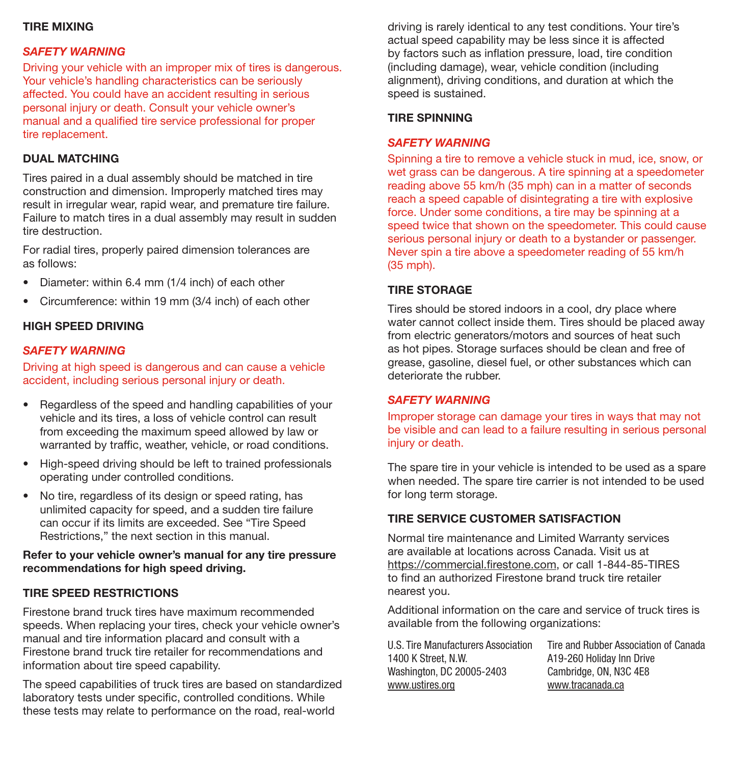## TIRE MIXING

*SAFETY WARNING*

Driving your vehicle with an improper mix of tires is dangerous. Your vehicle's handling characteristics can be seriously affected. You could have an accident resulting in serious personal injury or death. Consult your vehicle owner's manual and a qualified tire service professional for proper tire replacement.

## DUAL MATCHING

Tires paired in a dual assembly should be matched in tire construction and dimension. Improperly matched tires may result in irregular wear, rapid wear, and premature tire failure. Failure to match tires in a dual assembly may result in sudden tire destruction.

For radial tires, properly paired dimension tolerances are as follows:

- Diameter: within 6.4 mm (1/4 inch) of each other
- Circumference: within 19 mm (3/4 inch) of each other

## HIGH SPEED DRIVING

*SAFETY WARNING*

Driving at high speed is dangerous and can cause a vehicle accident, including serious personal injury or death.

- Regardless of the speed and handling capabilities of your vehicle and its tires, a loss of vehicle control can result from exceeding the maximum speed allowed by law or warranted by traffic, weather, vehicle, or road conditions.
- High-speed driving should be left to trained professionals operating under controlled conditions.
- No tire, regardless of its design or speed rating, has unlimited capacity for speed, and a sudden tire failure can occur if its limits are exceeded. See "Tire Speed Restrictions," the next section in this manual.

**Refer to your vehicle owner's manual for any tire pressure recommendations for high speed driving.**

## TIRE SPEED RESTRICTIONS

Firestone brand truck tires have maximum recommended speeds. When replacing your tires, check your vehicle owner's manual and tire information placard and consult with a Firestone brand truck tire retailer for recommendations and information about tire speed capability.

The speed capabilities of truck tires are based on standardized laboratory tests under specific, controlled conditions. While these tests may relate to performance on the road, real-world driving is rarely identical to any test conditions. Your tire's actual speed capability may be less since it is affected by factors such as inflation pressure, load, tire condition (including damage), wear, vehicle condition (including alignment), driving conditions, and duration at which the speed is sustained.

## TIRE SPINNING

*SAFETY WARNING*

Spinning a tire to remove a vehicle stuck in mud, ice, snow, or wet grass can be dangerous. A tire spinning at a speedometer reading above 55 km/h (35 mph) can in a matter of seconds reach a speed capable of disintegrating a tire with explosive force. Under some conditions, a tire may be spinning at a speed twice that shown on the speedometer. This could cause serious personal injury or death to a bystander or passenger. Never spin a tire above a speedometer reading of 55 km/h (35 mph).

## TIRE STORAGE

Tires should be stored indoors in a cool, dry place where water cannot collect inside them. Tires should be placed away from electric generators/motors and sources of heat such as hot pipes. Storage surfaces should be clean and free of grease, gasoline, diesel fuel, or other substances which can deteriorate the rubber.

*SAFETY WARNING*

Improper storage can damage your tires in ways that may not be visible and can lead to a failure resulting in serious personal injury or death.

The spare tire in your vehicle is intended to be used as a spare when needed. The spare tire carrier is not intended to be used for long term storage.

## TIRE SERVICE CUSTOMER SATISFACTION

Normal tire maintenance and Limited Warranty services are available at locations across Canada. Visit us at https://commercial.firestone.com, or call 1-844-85-TIRES to find an authorized Firestone brand truck tire retailer nearest you.

Additional information on the care and service of truck tires is available from the following organizations:

U.S. Tire Manufacturers Association
1400 K Street, N.W.
Washington, DC 20005-2403
www.ustires.org

Tire and Rubber Association of Canada
A19-260 Holiday Inn Drive
Cambridge, ON, N3C 4E8
www.tracanada.ca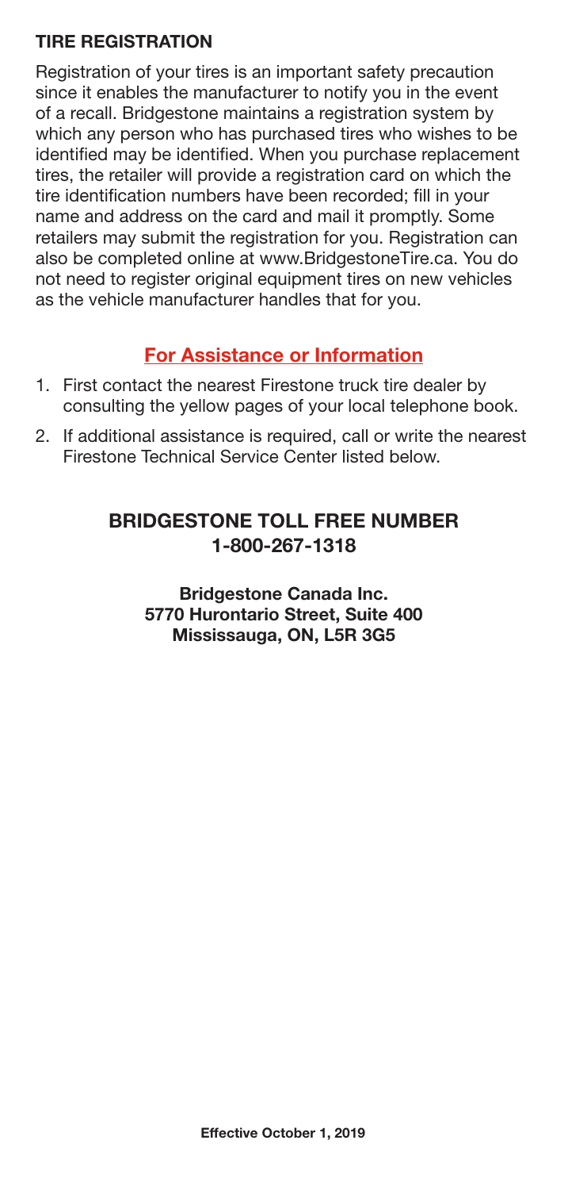## TIRE REGISTRATION

Registration of your tires is an important safety precaution since it enables the manufacturer to notify you in the event of a recall. Bridgestone maintains a registration system by which any person who has purchased tires who wishes to be identified may be identified. When you purchase replacement tires, the retailer will provide a registration card on which the tire identification numbers have been recorded; fill in your name and address on the card and mail it promptly. Some retailers may submit the registration for you. Registration can also be completed online at www.BridgestoneTire.ca. You do not need to register original equipment tires on new vehicles as the vehicle manufacturer handles that for you.

### For Assistance or Information

1. First contact the nearest Firestone truck tire dealer by consulting the yellow pages of your local telephone book.
2. If additional assistance is required, call or write the nearest Firestone Technical Service Center listed below.

### BRIDGESTONE TOLL FREE NUMBER 1-800-267-1318

**Bridgestone Canada Inc.**
**5770 Hurontario Street, Suite 400**
**Mississauga, ON, L5R 3G5**

**Effective October 1, 2019**